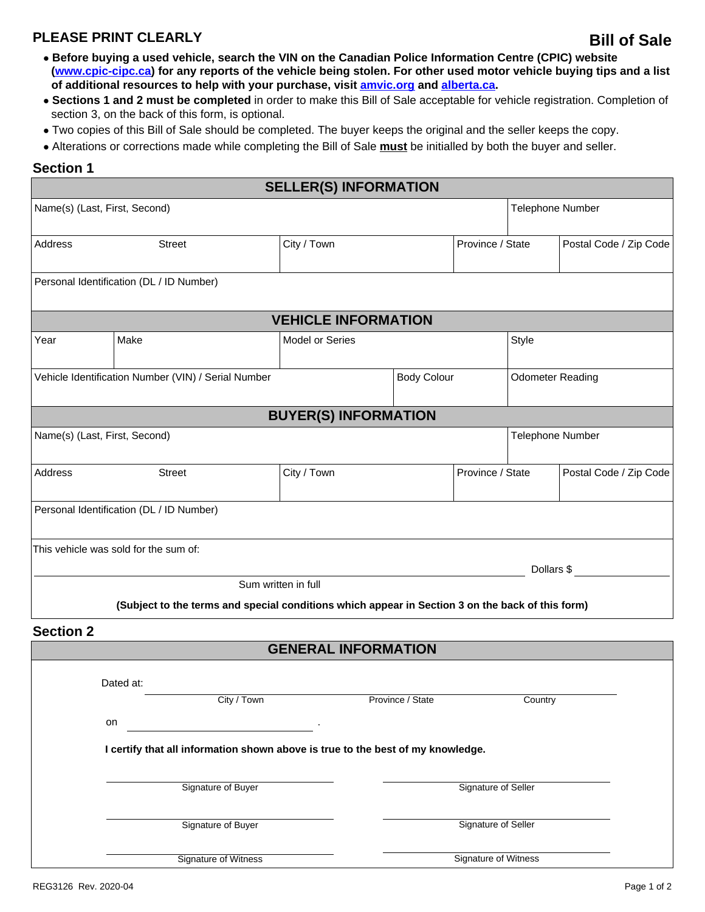**PLEASE PRINT CLEARLY**

# Bill of Sale

- **Before buying a used vehicle, search the VIN on the Canadian Police Information Centre (CPIC) website ([www.cpic-cipc.ca](www.cpic-cipc.ca)) for any reports of the vehicle being stolen. For other used motor vehicle buying tips and a list of additional resources to help with your purchase, visit [amvic.org](amvic.org) and [alberta.ca](alberta.ca).**
- **Sections 1 and 2 must be completed** in order to make this Bill of Sale acceptable for vehicle registration. Completion of section 3, on the back of this form, is optional.
- Two copies of this Bill of Sale should be completed. The buyer keeps the original and the seller keeps the copy.
- Alterations or corrections made while completing the Bill of Sale **must** be initialled by both the buyer and seller.

## Section 1

### SELLER(S) INFORMATION

| Name(s) (Last, First, Second) | | | Telephone Number |
|---|---|---|---|
| Address Street | City / Town | Province / State | Postal Code / Zip Code |
| Personal Identification (DL / ID Number) | | | |

### VEHICLE INFORMATION

| Year | Make | Model or Series | Style |
|---|---|---|---|
| Vehicle Identification Number (VIN) / Serial Number | | Body Colour | Odometer Reading |

### BUYER(S) INFORMATION

| Name(s) (Last, First, Second) | | | Telephone Number |
|---|---|---|---|
| Address Street | City / Town | Province / State | Postal Code / Zip Code |
| Personal Identification (DL / ID Number) | | | |

This vehicle was sold for the sum of:

\_\_\_\_\_\_\_\_\_\_\_\_\_\_\_\_\_\_\_\_\_\_\_\_\_\_\_\_\_\_\_\_\_\_\_\_\_\_\_\_ Dollars $ \_\_\_\_\_\_\_\_\_\_\_\_

Sum written in full

**(Subject to the terms and special conditions which appear in Section 3 on the back of this form)**

## Section 2

### GENERAL INFORMATION

Dated at: \_\_\_\_\_\_\_\_\_\_\_\_\_\_\_\_\_\_\_\_\_\_\_\_\_\_\_\_\_\_\_\_\_\_\_\_\_\_\_\_\_\_\_\_

City / Town Province / State Country

on \_\_\_\_\_\_\_\_\_\_\_\_\_\_\_\_\_\_\_\_\_\_\_\_ .

**I certify that all information shown above is true to the best of my knowledge.**

| | |
|---|---|
| Signature of Buyer | Signature of Seller |
| Signature of Buyer | Signature of Seller |
| Signature of Witness | Signature of Witness |

REG3126 Rev. 2020-04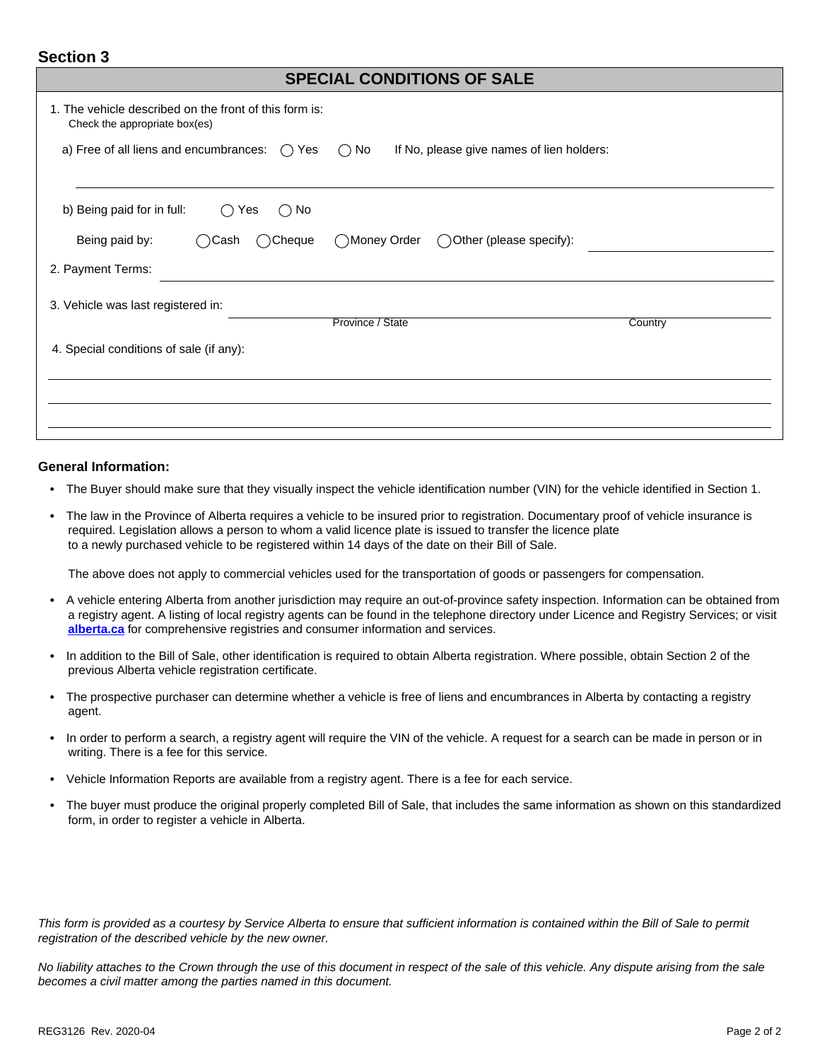## Section 3

### SPECIAL CONDITIONS OF SALE

1. The vehicle described on the front of this form is:
   Check the appropriate box(es)

   a) Free of all liens and encumbrances: ◯ Yes ◯ No If No, please give names of lien holders:

   ______________________________________________________________________

   b) Being paid for in full: ◯ Yes ◯ No

   Being paid by: ◯Cash ◯Cheque ◯Money Order ◯Other (please specify): ____________________

2. Payment Terms: ______________________________________________________________________

3. Vehicle was last registered in: ______________________________________________________________________
   Province / State Country

4. Special conditions of sale (if any):

   ______________________________________________________________________

   ______________________________________________________________________

   ______________________________________________________________________

**General Information:**

- The Buyer should make sure that they visually inspect the vehicle identification number (VIN) for the vehicle identified in Section 1.
- The law in the Province of Alberta requires a vehicle to be insured prior to registration. Documentary proof of vehicle insurance is required. Legislation allows a person to whom a valid licence plate is issued to transfer the licence plate to a newly purchased vehicle to be registered within 14 days of the date on their Bill of Sale.

  The above does not apply to commercial vehicles used for the transportation of goods or passengers for compensation.

- A vehicle entering Alberta from another jurisdiction may require an out-of-province safety inspection. Information can be obtained from a registry agent. A listing of local registry agents can be found in the telephone directory under Licence and Registry Services; or visit **alberta.ca** for comprehensive registries and consumer information and services.
- In addition to the Bill of Sale, other identification is required to obtain Alberta registration. Where possible, obtain Section 2 of the previous Alberta vehicle registration certificate.
- The prospective purchaser can determine whether a vehicle is free of liens and encumbrances in Alberta by contacting a registry agent.
- In order to perform a search, a registry agent will require the VIN of the vehicle. A request for a search can be made in person or in writing. There is a fee for this service.
- Vehicle Information Reports are available from a registry agent. There is a fee for each service.
- The buyer must produce the original properly completed Bill of Sale, that includes the same information as shown on this standardized form, in order to register a vehicle in Alberta.

*This form is provided as a courtesy by Service Alberta to ensure that sufficient information is contained within the Bill of Sale to permit registration of the described vehicle by the new owner.*

*No liability attaches to the Crown through the use of this document in respect of the sale of this vehicle. Any dispute arising from the sale becomes a civil matter among the parties named in this document.*

REG3126 Rev. 2020-04